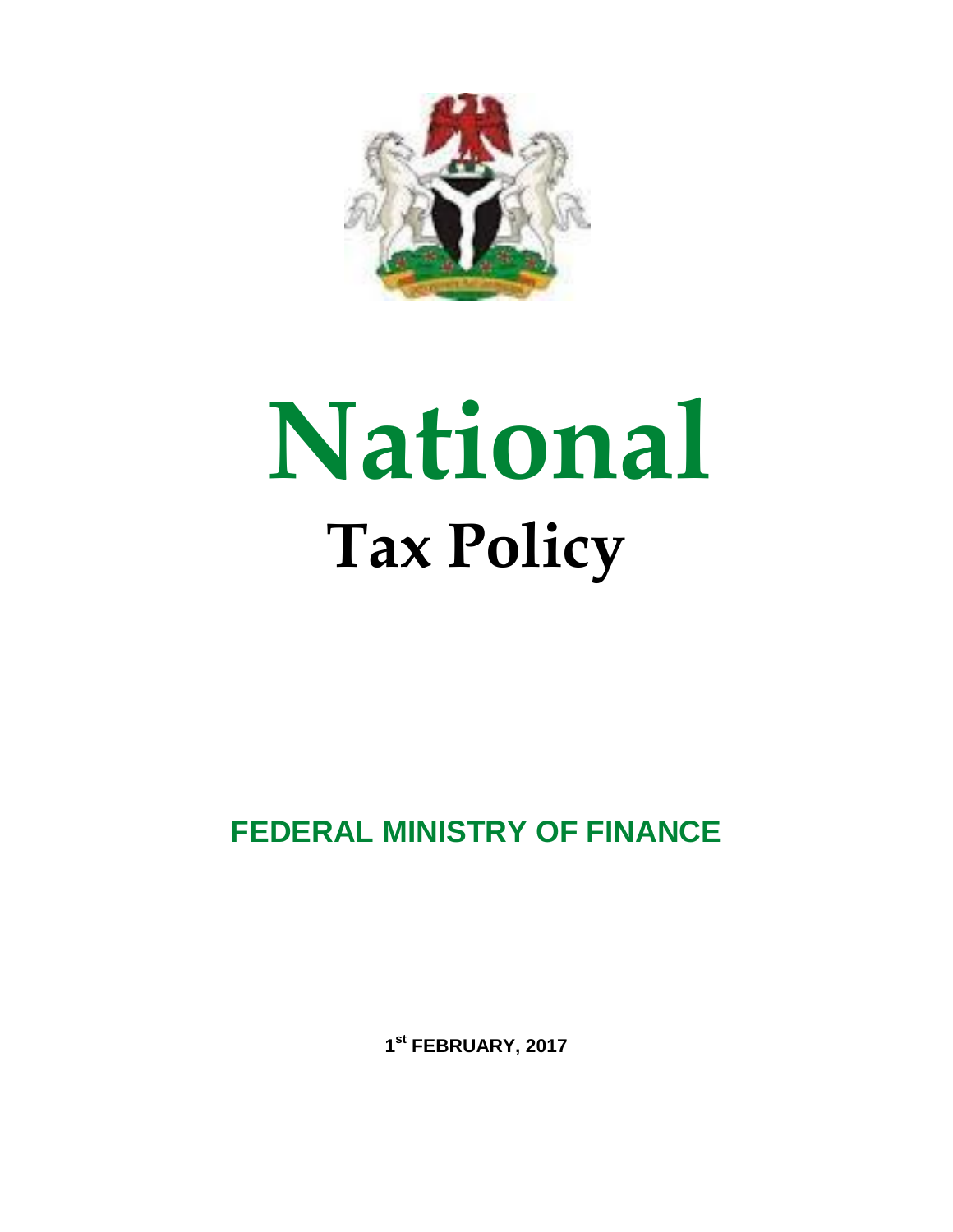# National

## Tax Policy

**FEDERAL MINISTRY OF FINANCE**

**1st FEBRUARY, 2017**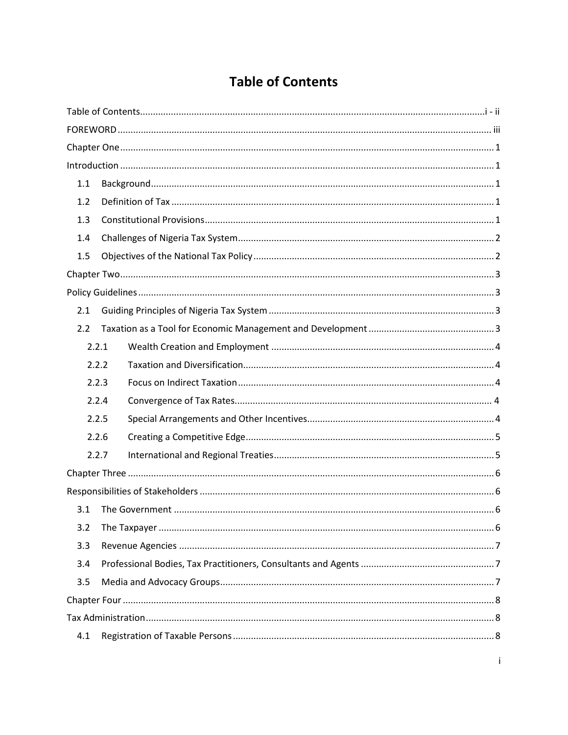# Table of Contents

Table of Contents ..... i - ii

FOREWORD ..... iii

Chapter One ..... 1

Introduction ..... 1

- 1.1 Background ..... 1
- 1.2 Definition of Tax ..... 1
- 1.3 Constitutional Provisions ..... 1
- 1.4 Challenges of Nigeria Tax System ..... 2
- 1.5 Objectives of the National Tax Policy ..... 2

Chapter Two ..... 3

Policy Guidelines ..... 3

- 2.1 Guiding Principles of Nigeria Tax System ..... 3
- 2.2 Taxation as a Tool for Economic Management and Development ..... 3
  - 2.2.1 Wealth Creation and Employment ..... 4
  - 2.2.2 Taxation and Diversification ..... 4
  - 2.2.3 Focus on Indirect Taxation ..... 4
  - 2.2.4 Convergence of Tax Rates ..... 4
  - 2.2.5 Special Arrangements and Other Incentives ..... 4
  - 2.2.6 Creating a Competitive Edge ..... 5
  - 2.2.7 International and Regional Treaties ..... 5

Chapter Three ..... 6

Responsibilities of Stakeholders ..... 6

- 3.1 The Government ..... 6
- 3.2 The Taxpayer ..... 6
- 3.3 Revenue Agencies ..... 7
- 3.4 Professional Bodies, Tax Practitioners, Consultants and Agents ..... 7
- 3.5 Media and Advocacy Groups ..... 7

Chapter Four ..... 8

Tax Administration ..... 8

- 4.1 Registration of Taxable Persons ..... 8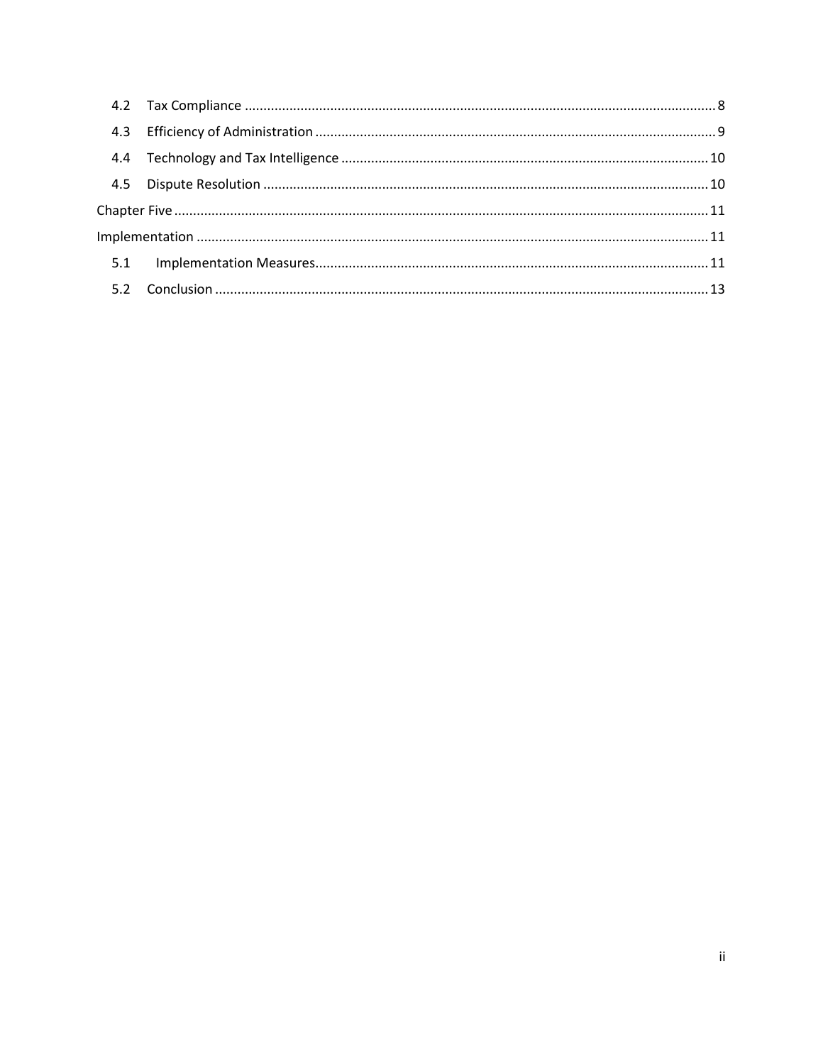4.2 Tax Compliance ..................................................................................................................... 8

4.3 Efficiency of Administration .................................................................................................. 9

4.4 Technology and Tax Intelligence ......................................................................................... 10

4.5 Dispute Resolution .............................................................................................................. 10

Chapter Five ................................................................................................................................... 11

Implementation ............................................................................................................................. 11

5.1 Implementation Measures .................................................................................................. 11

5.2 Conclusion ........................................................................................................................... 13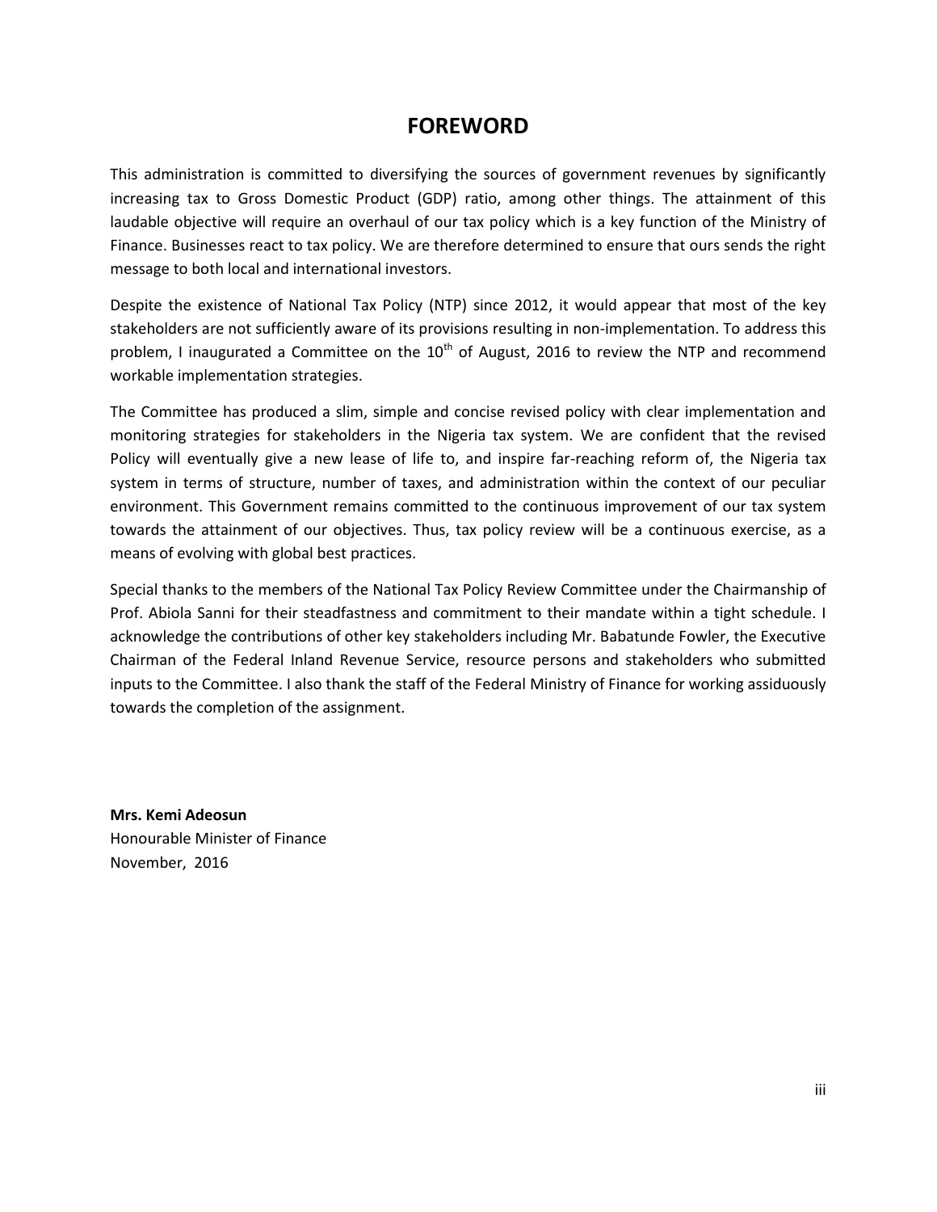# FOREWORD

This administration is committed to diversifying the sources of government revenues by significantly increasing tax to Gross Domestic Product (GDP) ratio, among other things. The attainment of this laudable objective will require an overhaul of our tax policy which is a key function of the Ministry of Finance. Businesses react to tax policy. We are therefore determined to ensure that ours sends the right message to both local and international investors.

Despite the existence of National Tax Policy (NTP) since 2012, it would appear that most of the key stakeholders are not sufficiently aware of its provisions resulting in non-implementation. To address this problem, I inaugurated a Committee on the 10th of August, 2016 to review the NTP and recommend workable implementation strategies.

The Committee has produced a slim, simple and concise revised policy with clear implementation and monitoring strategies for stakeholders in the Nigeria tax system. We are confident that the revised Policy will eventually give a new lease of life to, and inspire far-reaching reform of, the Nigeria tax system in terms of structure, number of taxes, and administration within the context of our peculiar environment. This Government remains committed to the continuous improvement of our tax system towards the attainment of our objectives. Thus, tax policy review will be a continuous exercise, as a means of evolving with global best practices.

Special thanks to the members of the National Tax Policy Review Committee under the Chairmanship of Prof. Abiola Sanni for their steadfastness and commitment to their mandate within a tight schedule. I acknowledge the contributions of other key stakeholders including Mr. Babatunde Fowler, the Executive Chairman of the Federal Inland Revenue Service, resource persons and stakeholders who submitted inputs to the Committee. I also thank the staff of the Federal Ministry of Finance for working assiduously towards the completion of the assignment.

**Mrs. Kemi Adeosun**
Honourable Minister of Finance
November, 2016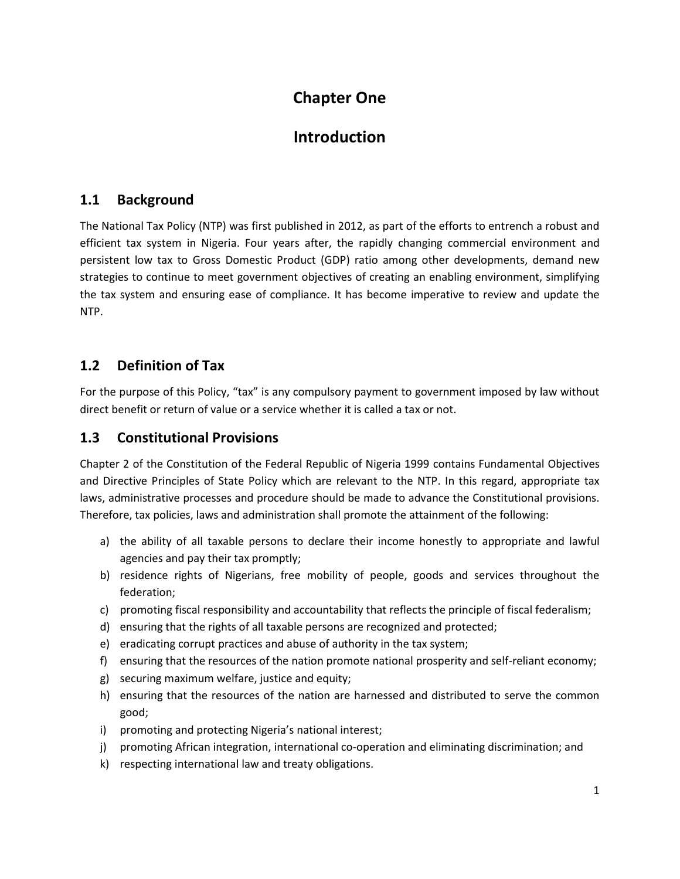# Chapter One

# Introduction

## 1.1 Background

The National Tax Policy (NTP) was first published in 2012, as part of the efforts to entrench a robust and efficient tax system in Nigeria. Four years after, the rapidly changing commercial environment and persistent low tax to Gross Domestic Product (GDP) ratio among other developments, demand new strategies to continue to meet government objectives of creating an enabling environment, simplifying the tax system and ensuring ease of compliance. It has become imperative to review and update the NTP.

## 1.2 Definition of Tax

For the purpose of this Policy, "tax" is any compulsory payment to government imposed by law without direct benefit or return of value or a service whether it is called a tax or not.

## 1.3 Constitutional Provisions

Chapter 2 of the Constitution of the Federal Republic of Nigeria 1999 contains Fundamental Objectives and Directive Principles of State Policy which are relevant to the NTP. In this regard, appropriate tax laws, administrative processes and procedure should be made to advance the Constitutional provisions. Therefore, tax policies, laws and administration shall promote the attainment of the following:

a) the ability of all taxable persons to declare their income honestly to appropriate and lawful agencies and pay their tax promptly;
b) residence rights of Nigerians, free mobility of people, goods and services throughout the federation;
c) promoting fiscal responsibility and accountability that reflects the principle of fiscal federalism;
d) ensuring that the rights of all taxable persons are recognized and protected;
e) eradicating corrupt practices and abuse of authority in the tax system;
f) ensuring that the resources of the nation promote national prosperity and self-reliant economy;
g) securing maximum welfare, justice and equity;
h) ensuring that the resources of the nation are harnessed and distributed to serve the common good;
i) promoting and protecting Nigeria's national interest;
j) promoting African integration, international co-operation and eliminating discrimination; and
k) respecting international law and treaty obligations.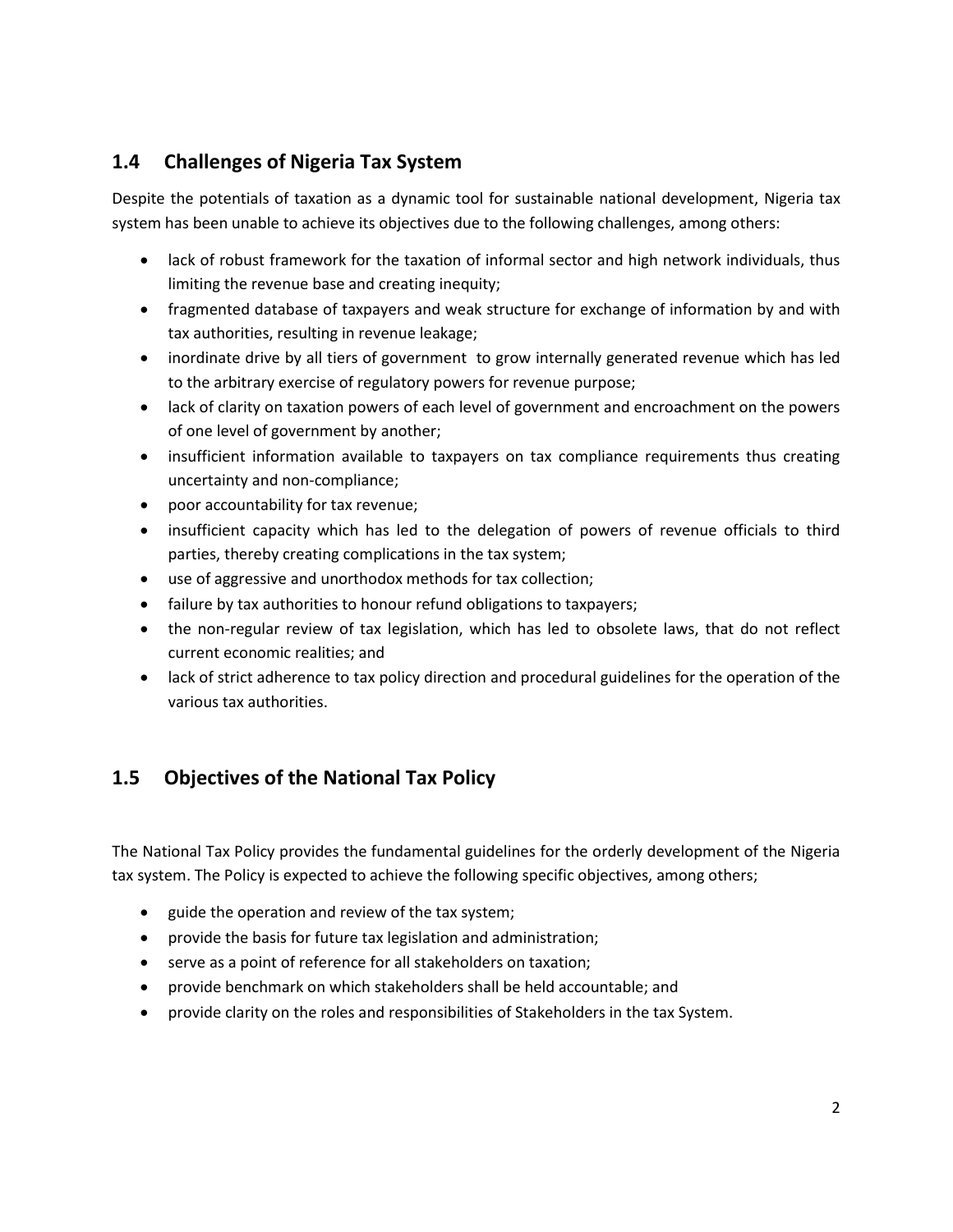## 1.4 Challenges of Nigeria Tax System

Despite the potentials of taxation as a dynamic tool for sustainable national development, Nigeria tax system has been unable to achieve its objectives due to the following challenges, among others:

- lack of robust framework for the taxation of informal sector and high network individuals, thus limiting the revenue base and creating inequity;
- fragmented database of taxpayers and weak structure for exchange of information by and with tax authorities, resulting in revenue leakage;
- inordinate drive by all tiers of government to grow internally generated revenue which has led to the arbitrary exercise of regulatory powers for revenue purpose;
- lack of clarity on taxation powers of each level of government and encroachment on the powers of one level of government by another;
- insufficient information available to taxpayers on tax compliance requirements thus creating uncertainty and non-compliance;
- poor accountability for tax revenue;
- insufficient capacity which has led to the delegation of powers of revenue officials to third parties, thereby creating complications in the tax system;
- use of aggressive and unorthodox methods for tax collection;
- failure by tax authorities to honour refund obligations to taxpayers;
- the non-regular review of tax legislation, which has led to obsolete laws, that do not reflect current economic realities; and
- lack of strict adherence to tax policy direction and procedural guidelines for the operation of the various tax authorities.

## 1.5 Objectives of the National Tax Policy

The National Tax Policy provides the fundamental guidelines for the orderly development of the Nigeria tax system. The Policy is expected to achieve the following specific objectives, among others;

- guide the operation and review of the tax system;
- provide the basis for future tax legislation and administration;
- serve as a point of reference for all stakeholders on taxation;
- provide benchmark on which stakeholders shall be held accountable; and
- provide clarity on the roles and responsibilities of Stakeholders in the tax System.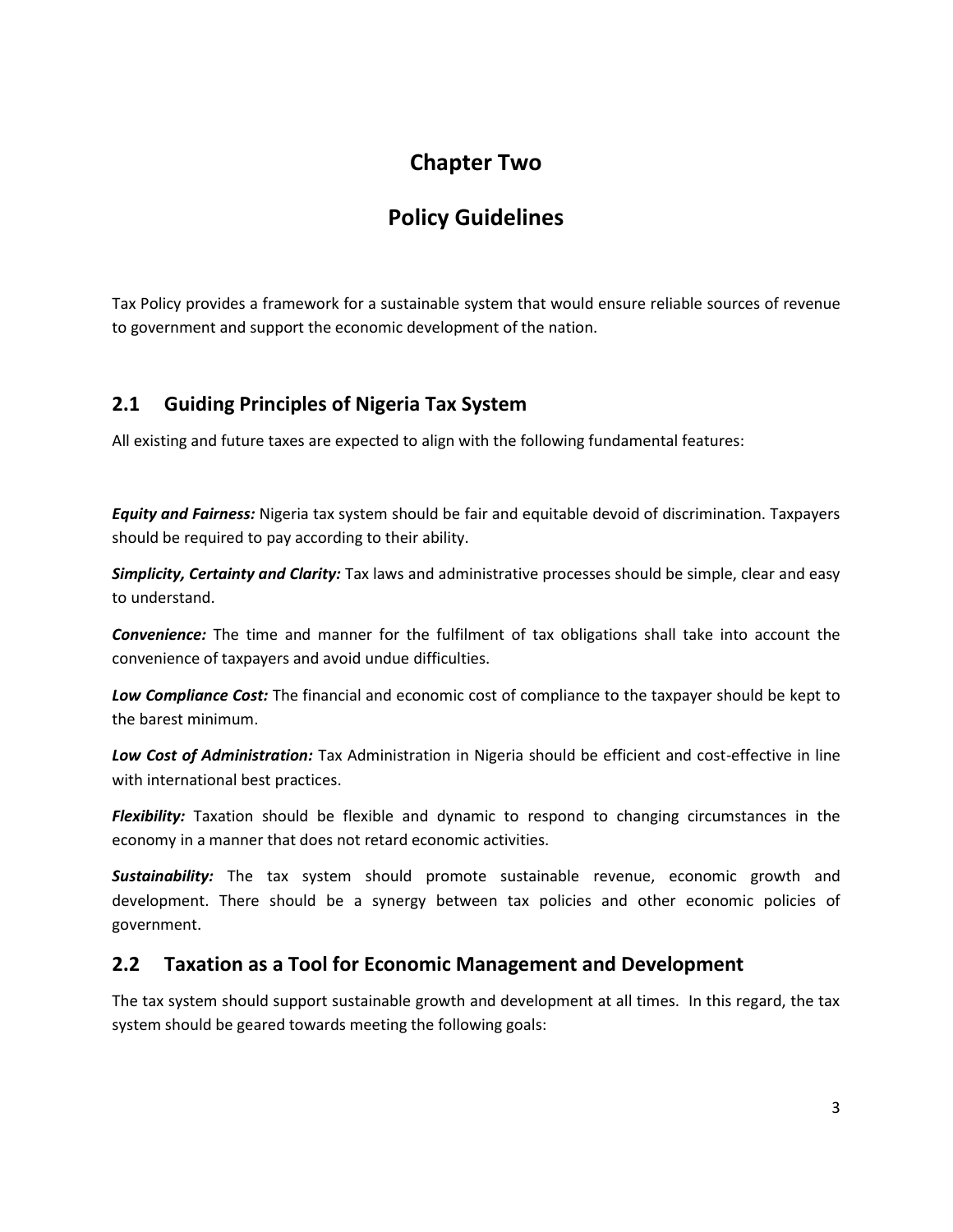# Chapter Two

# Policy Guidelines

Tax Policy provides a framework for a sustainable system that would ensure reliable sources of revenue to government and support the economic development of the nation.

## 2.1 Guiding Principles of Nigeria Tax System

All existing and future taxes are expected to align with the following fundamental features:

***Equity and Fairness:*** Nigeria tax system should be fair and equitable devoid of discrimination. Taxpayers should be required to pay according to their ability.

***Simplicity, Certainty and Clarity:*** Tax laws and administrative processes should be simple, clear and easy to understand.

***Convenience:*** The time and manner for the fulfilment of tax obligations shall take into account the convenience of taxpayers and avoid undue difficulties.

***Low Compliance Cost:*** The financial and economic cost of compliance to the taxpayer should be kept to the barest minimum.

***Low Cost of Administration:*** Tax Administration in Nigeria should be efficient and cost-effective in line with international best practices.

***Flexibility:*** Taxation should be flexible and dynamic to respond to changing circumstances in the economy in a manner that does not retard economic activities.

***Sustainability:*** The tax system should promote sustainable revenue, economic growth and development. There should be a synergy between tax policies and other economic policies of government.

## 2.2 Taxation as a Tool for Economic Management and Development

The tax system should support sustainable growth and development at all times. In this regard, the tax system should be geared towards meeting the following goals: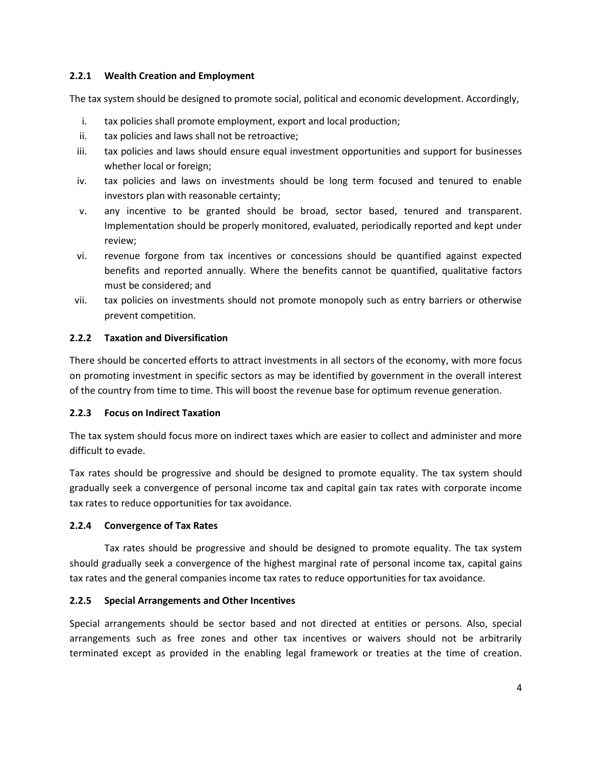### 2.2.1 Wealth Creation and Employment

The tax system should be designed to promote social, political and economic development. Accordingly,

i. tax policies shall promote employment, export and local production;
ii. tax policies and laws shall not be retroactive;
iii. tax policies and laws should ensure equal investment opportunities and support for businesses whether local or foreign;
iv. tax policies and laws on investments should be long term focused and tenured to enable investors plan with reasonable certainty;
v. any incentive to be granted should be broad, sector based, tenured and transparent. Implementation should be properly monitored, evaluated, periodically reported and kept under review;
vi. revenue forgone from tax incentives or concessions should be quantified against expected benefits and reported annually. Where the benefits cannot be quantified, qualitative factors must be considered; and
vii. tax policies on investments should not promote monopoly such as entry barriers or otherwise prevent competition.

### 2.2.2 Taxation and Diversification

There should be concerted efforts to attract investments in all sectors of the economy, with more focus on promoting investment in specific sectors as may be identified by government in the overall interest of the country from time to time. This will boost the revenue base for optimum revenue generation.

### 2.2.3 Focus on Indirect Taxation

The tax system should focus more on indirect taxes which are easier to collect and administer and more difficult to evade.

Tax rates should be progressive and should be designed to promote equality. The tax system should gradually seek a convergence of personal income tax and capital gain tax rates with corporate income tax rates to reduce opportunities for tax avoidance.

### 2.2.4 Convergence of Tax Rates

Tax rates should be progressive and should be designed to promote equality. The tax system should gradually seek a convergence of the highest marginal rate of personal income tax, capital gains tax rates and the general companies income tax rates to reduce opportunities for tax avoidance.

### 2.2.5 Special Arrangements and Other Incentives

Special arrangements should be sector based and not directed at entities or persons. Also, special arrangements such as free zones and other tax incentives or waivers should not be arbitrarily terminated except as provided in the enabling legal framework or treaties at the time of creation.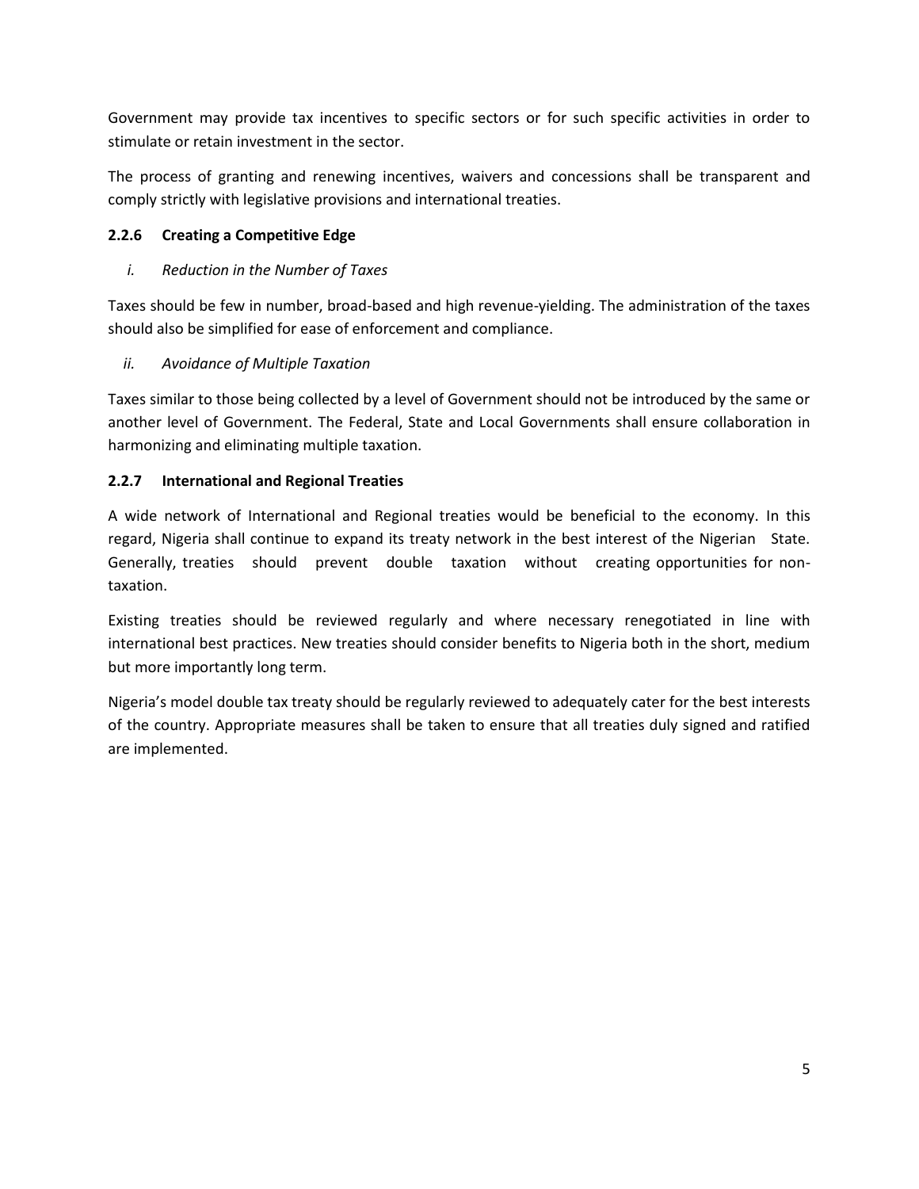Government may provide tax incentives to specific sectors or for such specific activities in order to stimulate or retain investment in the sector.

The process of granting and renewing incentives, waivers and concessions shall be transparent and comply strictly with legislative provisions and international treaties.

### 2.2.6 Creating a Competitive Edge

*i. Reduction in the Number of Taxes*

Taxes should be few in number, broad-based and high revenue-yielding. The administration of the taxes should also be simplified for ease of enforcement and compliance.

*ii. Avoidance of Multiple Taxation*

Taxes similar to those being collected by a level of Government should not be introduced by the same or another level of Government. The Federal, State and Local Governments shall ensure collaboration in harmonizing and eliminating multiple taxation.

### 2.2.7 International and Regional Treaties

A wide network of International and Regional treaties would be beneficial to the economy. In this regard, Nigeria shall continue to expand its treaty network in the best interest of the Nigerian State. Generally, treaties should prevent double taxation without creating opportunities for non-taxation.

Existing treaties should be reviewed regularly and where necessary renegotiated in line with international best practices. New treaties should consider benefits to Nigeria both in the short, medium but more importantly long term.

Nigeria's model double tax treaty should be regularly reviewed to adequately cater for the best interests of the country. Appropriate measures shall be taken to ensure that all treaties duly signed and ratified are implemented.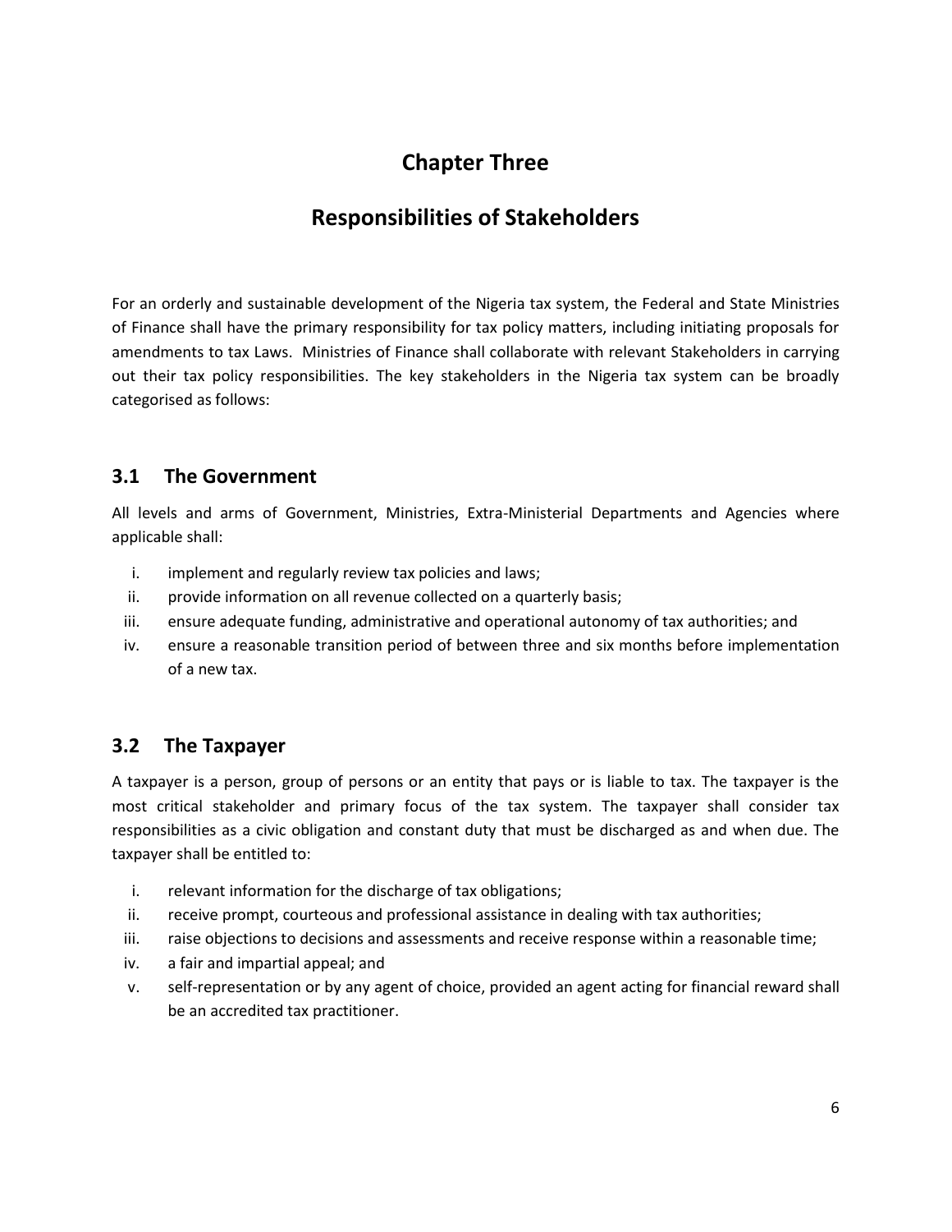# Chapter Three

# Responsibilities of Stakeholders

For an orderly and sustainable development of the Nigeria tax system, the Federal and State Ministries of Finance shall have the primary responsibility for tax policy matters, including initiating proposals for amendments to tax Laws. Ministries of Finance shall collaborate with relevant Stakeholders in carrying out their tax policy responsibilities. The key stakeholders in the Nigeria tax system can be broadly categorised as follows:

## 3.1 The Government

All levels and arms of Government, Ministries, Extra-Ministerial Departments and Agencies where applicable shall:

i. implement and regularly review tax policies and laws;
ii. provide information on all revenue collected on a quarterly basis;
iii. ensure adequate funding, administrative and operational autonomy of tax authorities; and
iv. ensure a reasonable transition period of between three and six months before implementation of a new tax.

## 3.2 The Taxpayer

A taxpayer is a person, group of persons or an entity that pays or is liable to tax. The taxpayer is the most critical stakeholder and primary focus of the tax system. The taxpayer shall consider tax responsibilities as a civic obligation and constant duty that must be discharged as and when due. The taxpayer shall be entitled to:

i. relevant information for the discharge of tax obligations;
ii. receive prompt, courteous and professional assistance in dealing with tax authorities;
iii. raise objections to decisions and assessments and receive response within a reasonable time;
iv. a fair and impartial appeal; and
v. self-representation or by any agent of choice, provided an agent acting for financial reward shall be an accredited tax practitioner.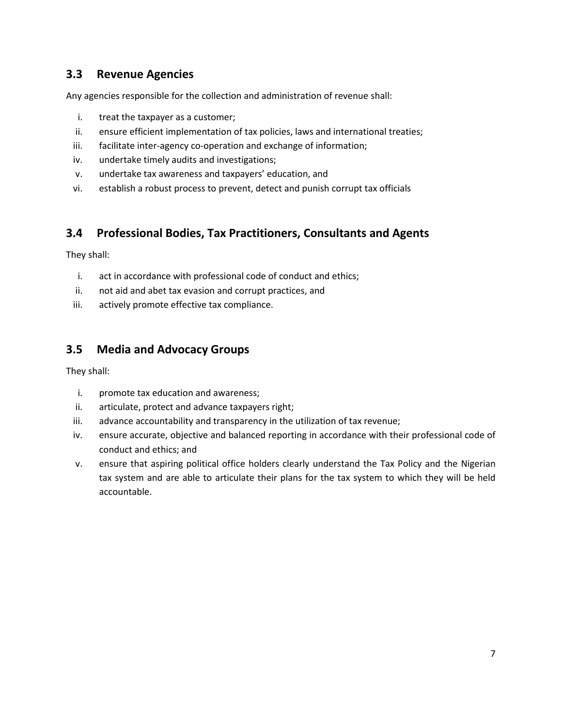## 3.3 Revenue Agencies

Any agencies responsible for the collection and administration of revenue shall:

i. treat the taxpayer as a customer;
ii. ensure efficient implementation of tax policies, laws and international treaties;
iii. facilitate inter-agency co-operation and exchange of information;
iv. undertake timely audits and investigations;
v. undertake tax awareness and taxpayers' education, and
vi. establish a robust process to prevent, detect and punish corrupt tax officials

## 3.4 Professional Bodies, Tax Practitioners, Consultants and Agents

They shall:

i. act in accordance with professional code of conduct and ethics;
ii. not aid and abet tax evasion and corrupt practices, and
iii. actively promote effective tax compliance.

## 3.5 Media and Advocacy Groups

They shall:

i. promote tax education and awareness;
ii. articulate, protect and advance taxpayers right;
iii. advance accountability and transparency in the utilization of tax revenue;
iv. ensure accurate, objective and balanced reporting in accordance with their professional code of conduct and ethics; and
v. ensure that aspiring political office holders clearly understand the Tax Policy and the Nigerian tax system and are able to articulate their plans for the tax system to which they will be held accountable.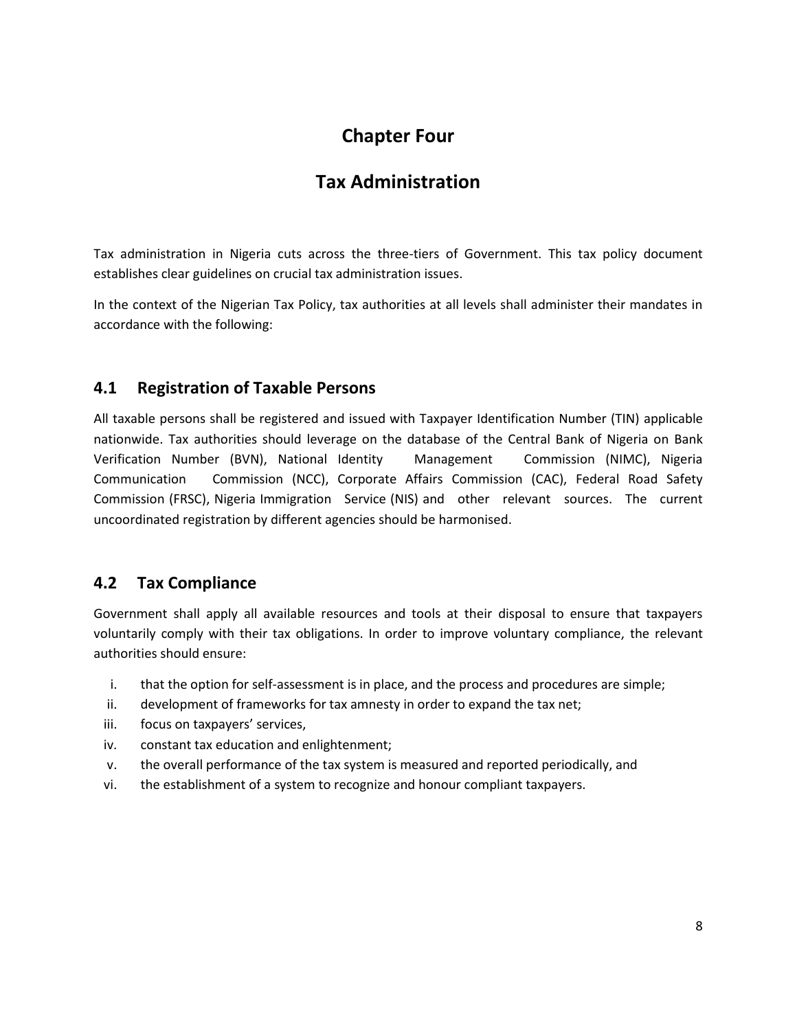# Chapter Four

# Tax Administration

Tax administration in Nigeria cuts across the three-tiers of Government. This tax policy document establishes clear guidelines on crucial tax administration issues.

In the context of the Nigerian Tax Policy, tax authorities at all levels shall administer their mandates in accordance with the following:

## 4.1 Registration of Taxable Persons

All taxable persons shall be registered and issued with Taxpayer Identification Number (TIN) applicable nationwide. Tax authorities should leverage on the database of the Central Bank of Nigeria on Bank Verification Number (BVN), National Identity Management Commission (NIMC), Nigeria Communication Commission (NCC), Corporate Affairs Commission (CAC), Federal Road Safety Commission (FRSC), Nigeria Immigration Service (NIS) and other relevant sources. The current uncoordinated registration by different agencies should be harmonised.

## 4.2 Tax Compliance

Government shall apply all available resources and tools at their disposal to ensure that taxpayers voluntarily comply with their tax obligations. In order to improve voluntary compliance, the relevant authorities should ensure:

i. that the option for self-assessment is in place, and the process and procedures are simple;
ii. development of frameworks for tax amnesty in order to expand the tax net;
iii. focus on taxpayers' services,
iv. constant tax education and enlightenment;
v. the overall performance of the tax system is measured and reported periodically, and
vi. the establishment of a system to recognize and honour compliant taxpayers.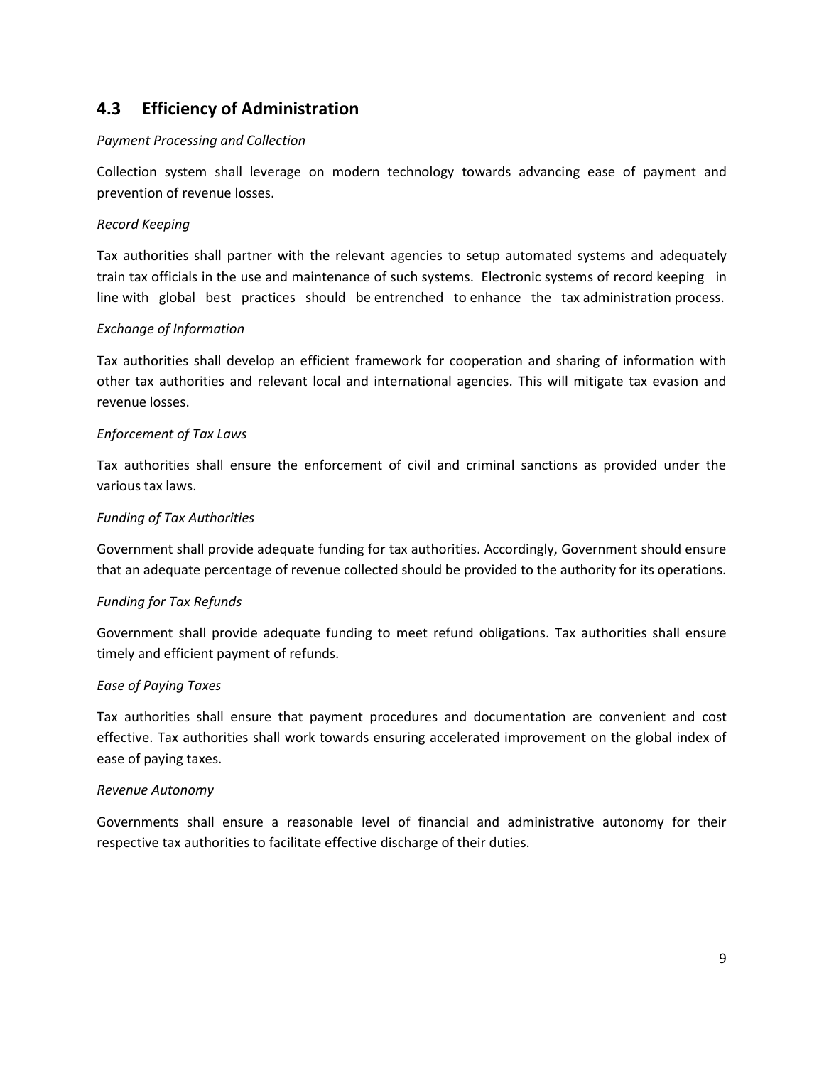## 4.3 Efficiency of Administration

*Payment Processing and Collection*

Collection system shall leverage on modern technology towards advancing ease of payment and prevention of revenue losses.

*Record Keeping*

Tax authorities shall partner with the relevant agencies to setup automated systems and adequately train tax officials in the use and maintenance of such systems. Electronic systems of record keeping in line with global best practices should be entrenched to enhance the tax administration process.

*Exchange of Information*

Tax authorities shall develop an efficient framework for cooperation and sharing of information with other tax authorities and relevant local and international agencies. This will mitigate tax evasion and revenue losses.

*Enforcement of Tax Laws*

Tax authorities shall ensure the enforcement of civil and criminal sanctions as provided under the various tax laws.

*Funding of Tax Authorities*

Government shall provide adequate funding for tax authorities. Accordingly, Government should ensure that an adequate percentage of revenue collected should be provided to the authority for its operations.

*Funding for Tax Refunds*

Government shall provide adequate funding to meet refund obligations. Tax authorities shall ensure timely and efficient payment of refunds.

*Ease of Paying Taxes*

Tax authorities shall ensure that payment procedures and documentation are convenient and cost effective. Tax authorities shall work towards ensuring accelerated improvement on the global index of ease of paying taxes.

*Revenue Autonomy*

Governments shall ensure a reasonable level of financial and administrative autonomy for their respective tax authorities to facilitate effective discharge of their duties.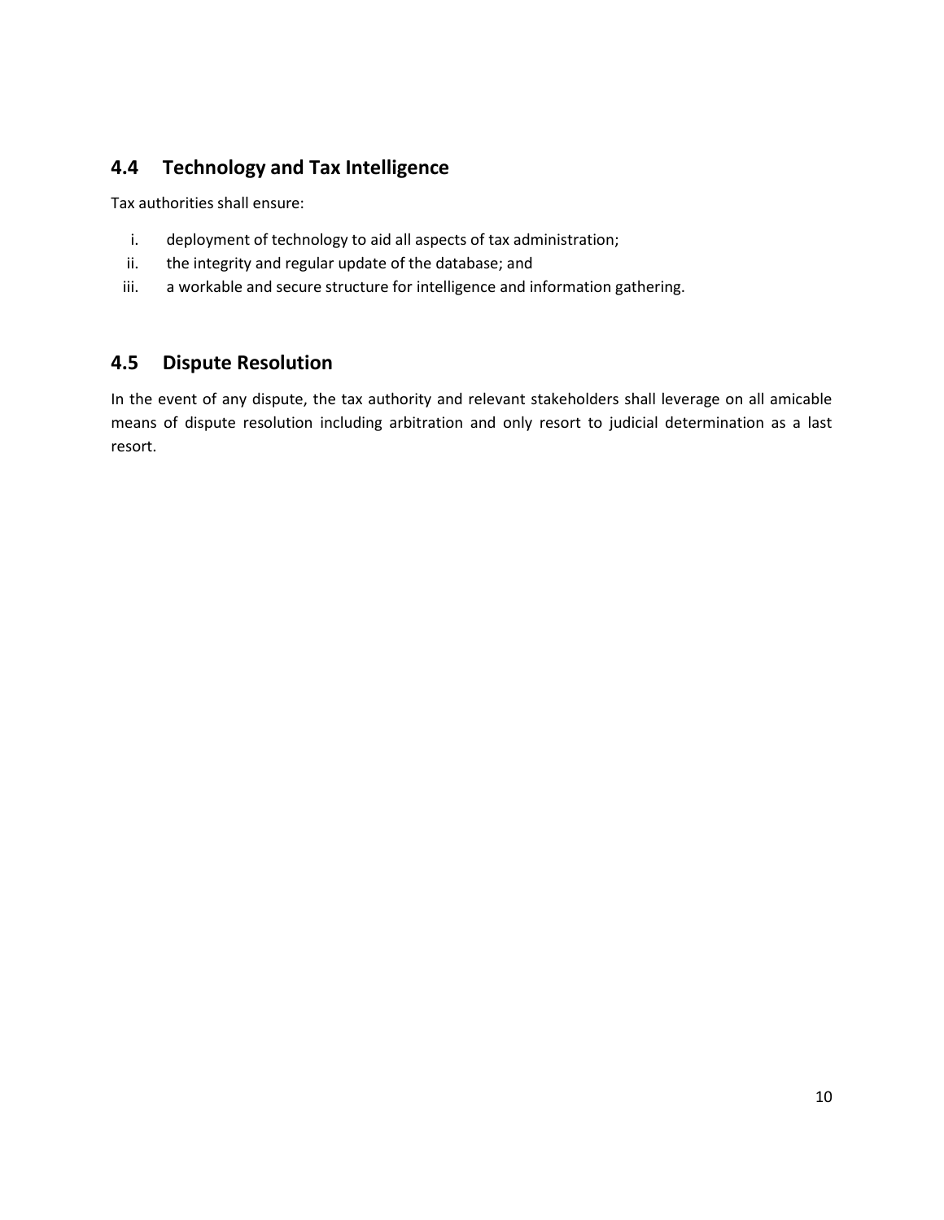## 4.4 Technology and Tax Intelligence

Tax authorities shall ensure:

i. deployment of technology to aid all aspects of tax administration;
ii. the integrity and regular update of the database; and
iii. a workable and secure structure for intelligence and information gathering.

## 4.5 Dispute Resolution

In the event of any dispute, the tax authority and relevant stakeholders shall leverage on all amicable means of dispute resolution including arbitration and only resort to judicial determination as a last resort.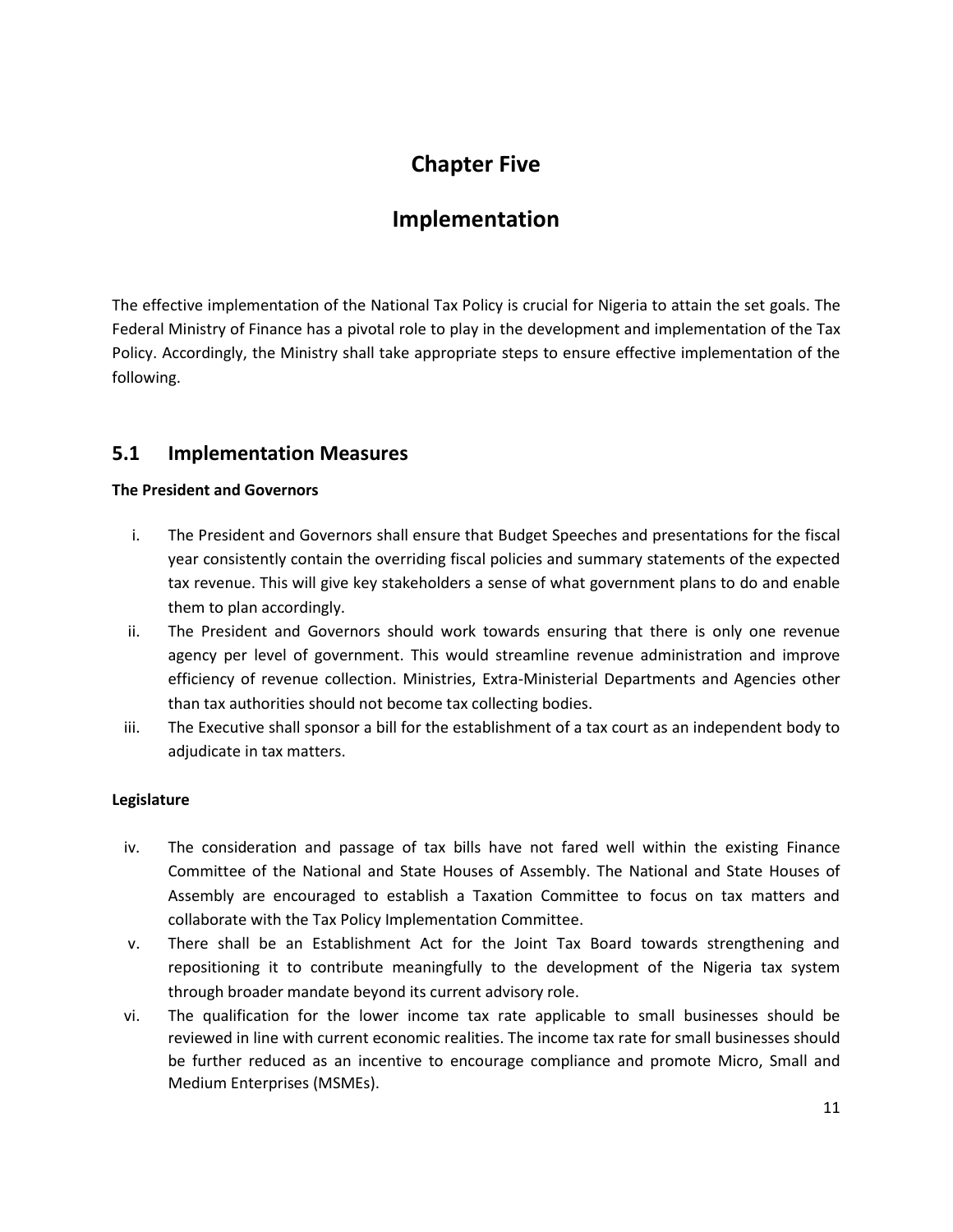# Chapter Five

# Implementation

The effective implementation of the National Tax Policy is crucial for Nigeria to attain the set goals. The Federal Ministry of Finance has a pivotal role to play in the development and implementation of the Tax Policy. Accordingly, the Ministry shall take appropriate steps to ensure effective implementation of the following.

## 5.1 Implementation Measures

**The President and Governors**

i. The President and Governors shall ensure that Budget Speeches and presentations for the fiscal year consistently contain the overriding fiscal policies and summary statements of the expected tax revenue. This will give key stakeholders a sense of what government plans to do and enable them to plan accordingly.

ii. The President and Governors should work towards ensuring that there is only one revenue agency per level of government. This would streamline revenue administration and improve efficiency of revenue collection. Ministries, Extra-Ministerial Departments and Agencies other than tax authorities should not become tax collecting bodies.

iii. The Executive shall sponsor a bill for the establishment of a tax court as an independent body to adjudicate in tax matters.

**Legislature**

iv. The consideration and passage of tax bills have not fared well within the existing Finance Committee of the National and State Houses of Assembly. The National and State Houses of Assembly are encouraged to establish a Taxation Committee to focus on tax matters and collaborate with the Tax Policy Implementation Committee.

v. There shall be an Establishment Act for the Joint Tax Board towards strengthening and repositioning it to contribute meaningfully to the development of the Nigeria tax system through broader mandate beyond its current advisory role.

vi. The qualification for the lower income tax rate applicable to small businesses should be reviewed in line with current economic realities. The income tax rate for small businesses should be further reduced as an incentive to encourage compliance and promote Micro, Small and Medium Enterprises (MSMEs).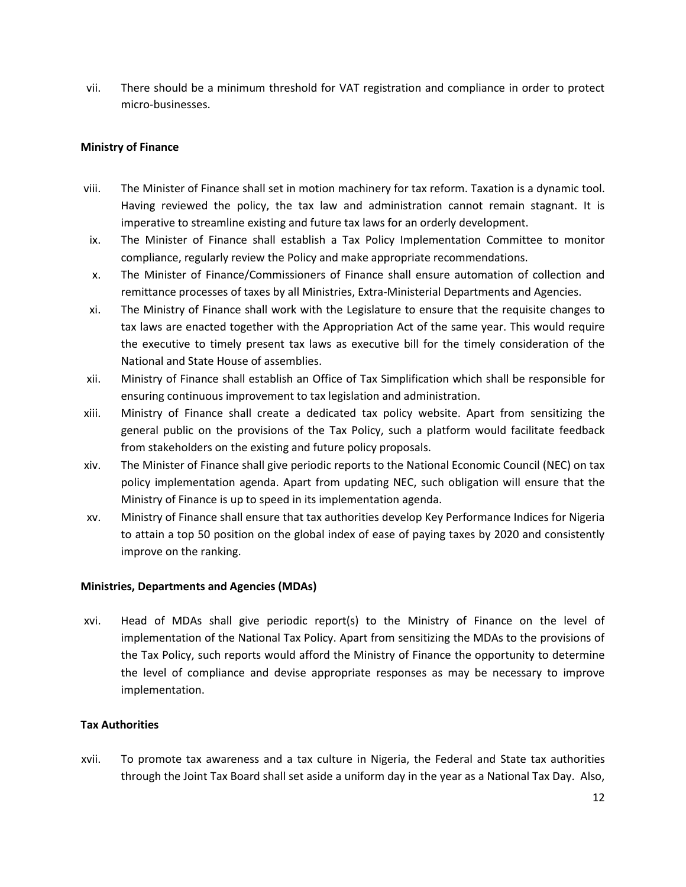vii. There should be a minimum threshold for VAT registration and compliance in order to protect micro-businesses.

**Ministry of Finance**

viii. The Minister of Finance shall set in motion machinery for tax reform. Taxation is a dynamic tool. Having reviewed the policy, the tax law and administration cannot remain stagnant. It is imperative to streamline existing and future tax laws for an orderly development.

ix. The Minister of Finance shall establish a Tax Policy Implementation Committee to monitor compliance, regularly review the Policy and make appropriate recommendations.

x. The Minister of Finance/Commissioners of Finance shall ensure automation of collection and remittance processes of taxes by all Ministries, Extra-Ministerial Departments and Agencies.

xi. The Ministry of Finance shall work with the Legislature to ensure that the requisite changes to tax laws are enacted together with the Appropriation Act of the same year. This would require the executive to timely present tax laws as executive bill for the timely consideration of the National and State House of assemblies.

xii. Ministry of Finance shall establish an Office of Tax Simplification which shall be responsible for ensuring continuous improvement to tax legislation and administration.

xiii. Ministry of Finance shall create a dedicated tax policy website. Apart from sensitizing the general public on the provisions of the Tax Policy, such a platform would facilitate feedback from stakeholders on the existing and future policy proposals.

xiv. The Minister of Finance shall give periodic reports to the National Economic Council (NEC) on tax policy implementation agenda. Apart from updating NEC, such obligation will ensure that the Ministry of Finance is up to speed in its implementation agenda.

xv. Ministry of Finance shall ensure that tax authorities develop Key Performance Indices for Nigeria to attain a top 50 position on the global index of ease of paying taxes by 2020 and consistently improve on the ranking.

**Ministries, Departments and Agencies (MDAs)**

xvi. Head of MDAs shall give periodic report(s) to the Ministry of Finance on the level of implementation of the National Tax Policy. Apart from sensitizing the MDAs to the provisions of the Tax Policy, such reports would afford the Ministry of Finance the opportunity to determine the level of compliance and devise appropriate responses as may be necessary to improve implementation.

**Tax Authorities**

xvii. To promote tax awareness and a tax culture in Nigeria, the Federal and State tax authorities through the Joint Tax Board shall set aside a uniform day in the year as a National Tax Day. Also,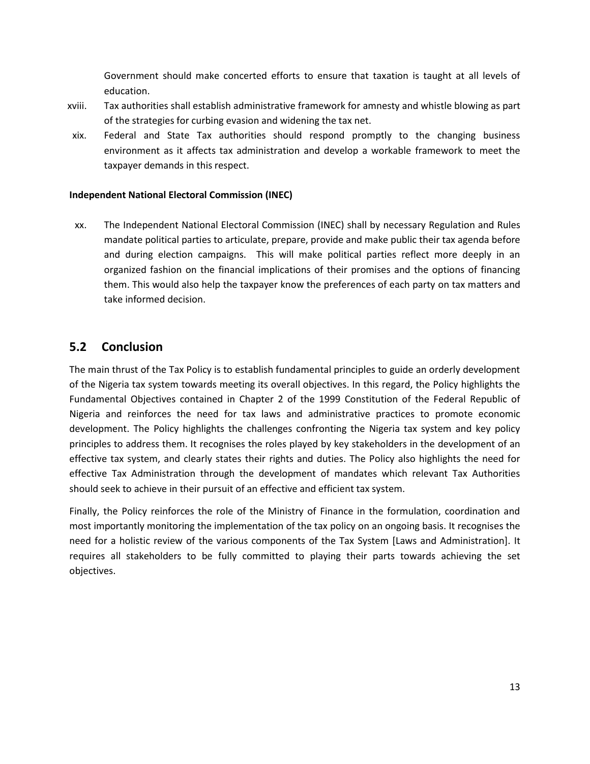Government should make concerted efforts to ensure that taxation is taught at all levels of education.

xviii. Tax authorities shall establish administrative framework for amnesty and whistle blowing as part of the strategies for curbing evasion and widening the tax net.

xix. Federal and State Tax authorities should respond promptly to the changing business environment as it affects tax administration and develop a workable framework to meet the taxpayer demands in this respect.

**Independent National Electoral Commission (INEC)**

xx. The Independent National Electoral Commission (INEC) shall by necessary Regulation and Rules mandate political parties to articulate, prepare, provide and make public their tax agenda before and during election campaigns. This will make political parties reflect more deeply in an organized fashion on the financial implications of their promises and the options of financing them. This would also help the taxpayer know the preferences of each party on tax matters and take informed decision.

## 5.2 Conclusion

The main thrust of the Tax Policy is to establish fundamental principles to guide an orderly development of the Nigeria tax system towards meeting its overall objectives. In this regard, the Policy highlights the Fundamental Objectives contained in Chapter 2 of the 1999 Constitution of the Federal Republic of Nigeria and reinforces the need for tax laws and administrative practices to promote economic development. The Policy highlights the challenges confronting the Nigeria tax system and key policy principles to address them. It recognises the roles played by key stakeholders in the development of an effective tax system, and clearly states their rights and duties. The Policy also highlights the need for effective Tax Administration through the development of mandates which relevant Tax Authorities should seek to achieve in their pursuit of an effective and efficient tax system.

Finally, the Policy reinforces the role of the Ministry of Finance in the formulation, coordination and most importantly monitoring the implementation of the tax policy on an ongoing basis. It recognises the need for a holistic review of the various components of the Tax System [Laws and Administration]. It requires all stakeholders to be fully committed to playing their parts towards achieving the set objectives.